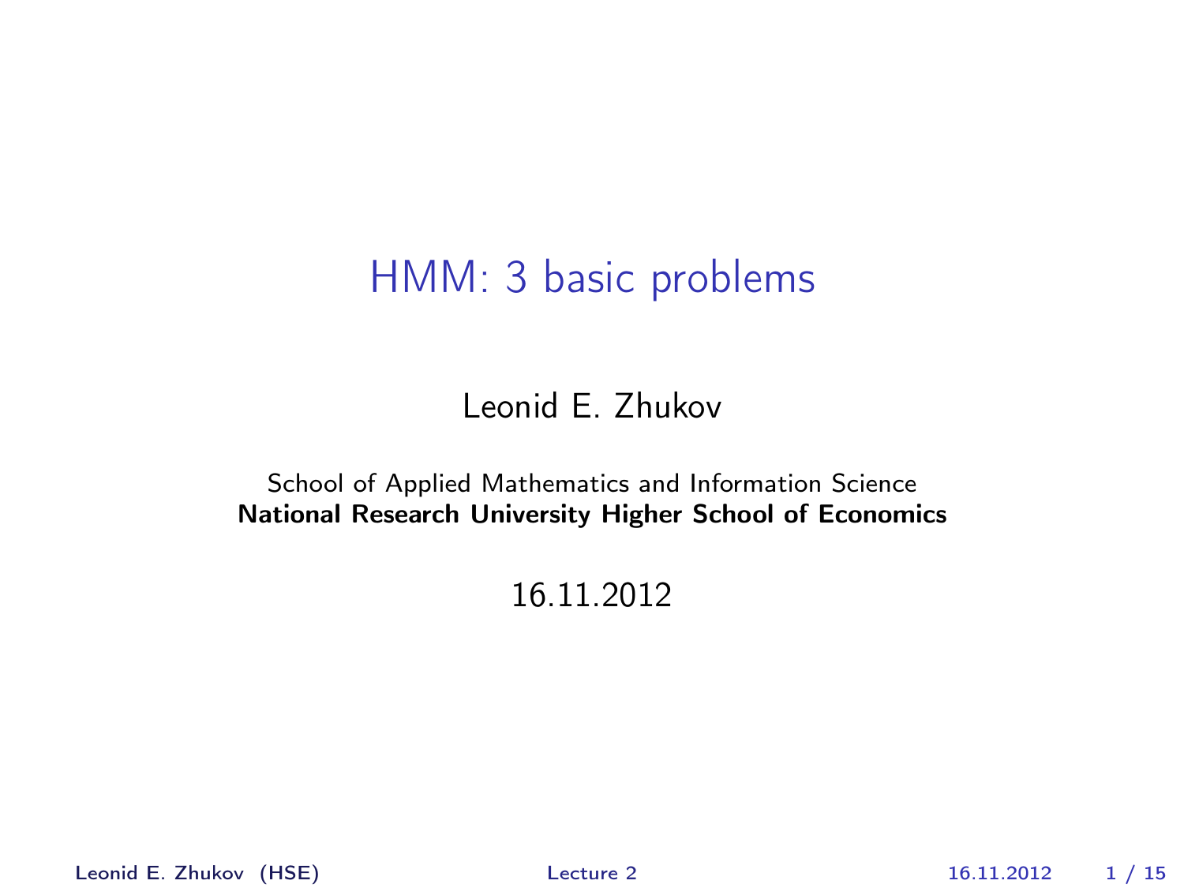# HMM: 3 basic problems

Leonid E. Zhukov

School of Applied Mathematics and Information Science
**National Research University Higher School of Economics**

16.11.2012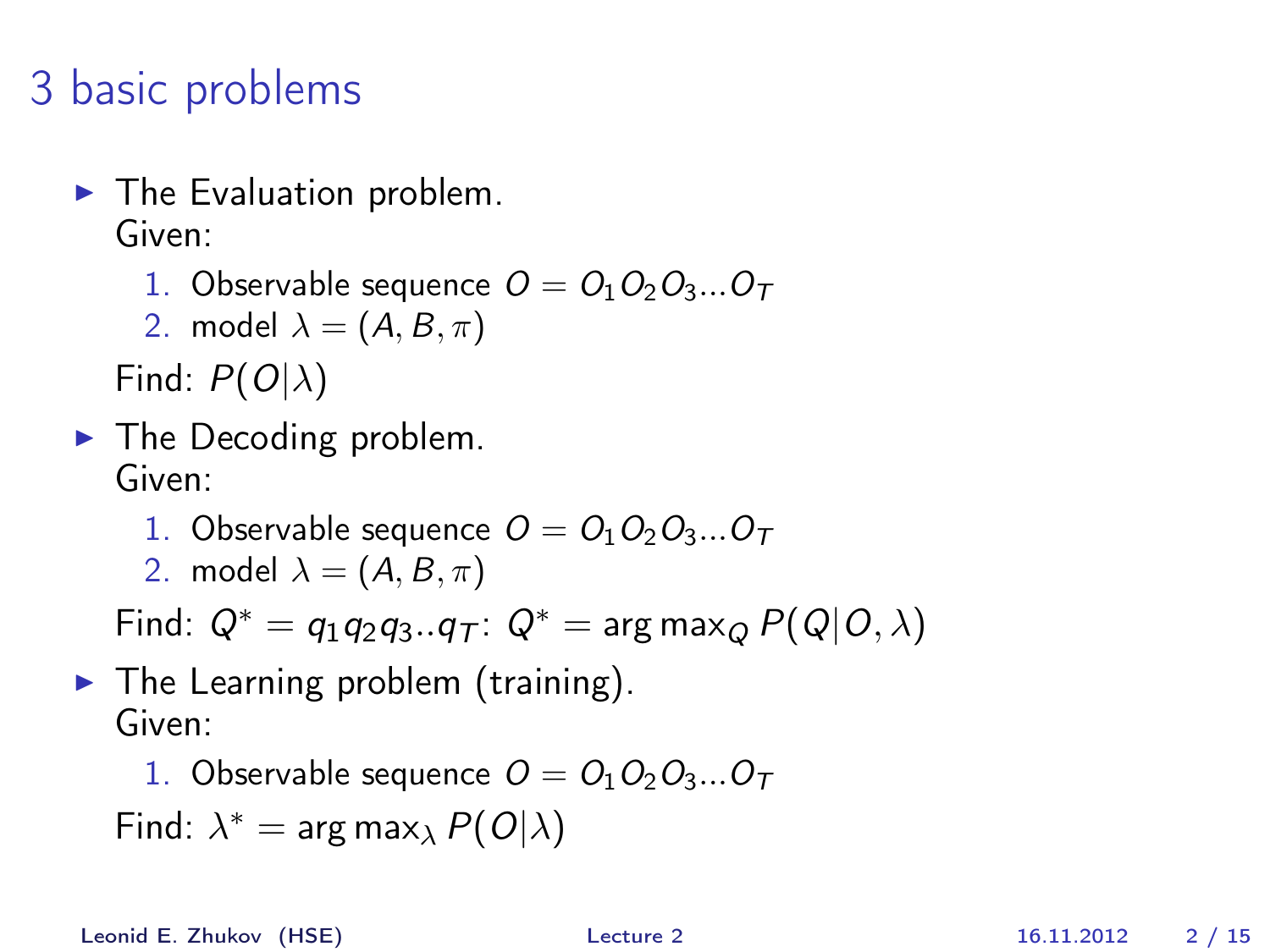# 3 basic problems

- The Evaluation problem.
  Given:
  1. Observable sequence $O = O_1 O_2 O_3 ... O_T$
  2. model $\lambda = (A, B, \pi)$

  Find: $P(O|\lambda)$

- The Decoding problem.
  Given:
  1. Observable sequence $O = O_1 O_2 O_3 ... O_T$
  2. model $\lambda = (A, B, \pi)$

  Find: $Q^* = q_1 q_2 q_3 .. q_T$: $Q^* = \arg\max_Q P(Q|O, \lambda)$

- The Learning problem (training).
  Given:
  1. Observable sequence $O = O_1 O_2 O_3 ... O_T$

  Find: $\lambda^* = \arg\max_\lambda P(O|\lambda)$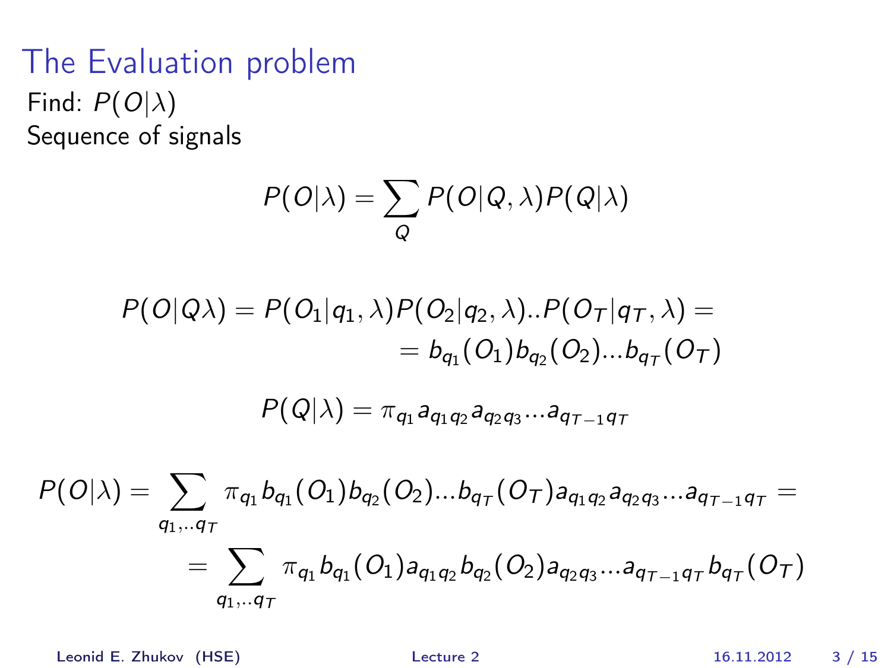# The Evaluation problem

Find: $P(O|\lambda)$
Sequence of signals

$$P(O|\lambda) = \sum_{Q} P(O|Q,\lambda)P(Q|\lambda)$$

$$P(O|Q\lambda) = P(O_1|q_1,\lambda)P(O_2|q_2,\lambda)..P(O_T|q_T,\lambda) = \\ = b_{q_1}(O_1)b_{q_2}(O_2)...b_{q_T}(O_T)$$

$$P(Q|\lambda) = \pi_{q_1} a_{q_1 q_2} a_{q_2 q_3} ... a_{q_{T-1} q_T}$$

$$P(O|\lambda) = \sum_{q_1,..q_T} \pi_{q_1} b_{q_1}(O_1)b_{q_2}(O_2)...b_{q_T}(O_T) a_{q_1 q_2} a_{q_2 q_3} ... a_{q_{T-1} q_T} = \\ = \sum_{q_1,..q_T} \pi_{q_1} b_{q_1}(O_1) a_{q_1 q_2} b_{q_2}(O_2) a_{q_2 q_3} ... a_{q_{T-1} q_T} b_{q_T}(O_T)$$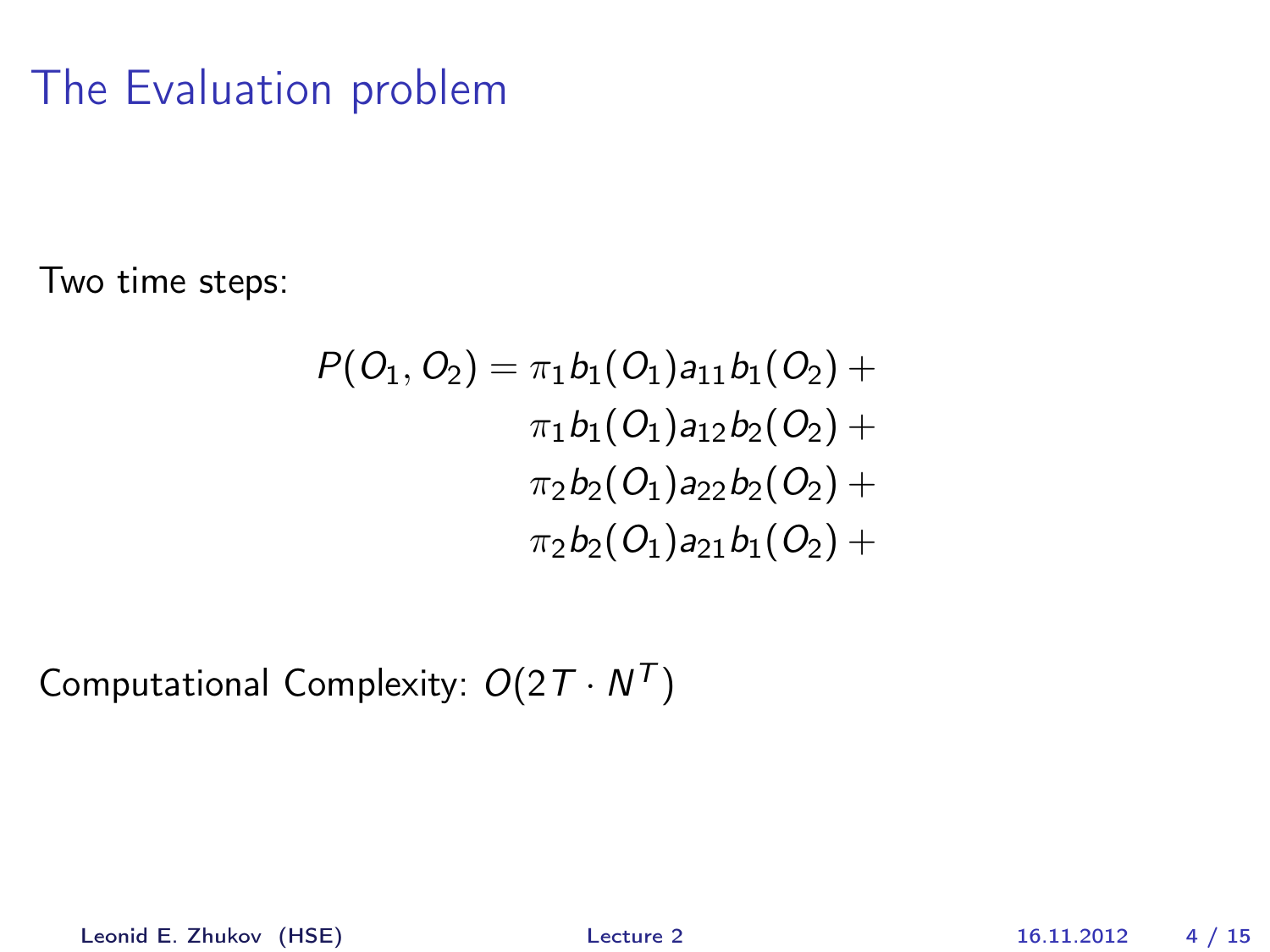# The Evaluation problem

Two time steps:

$$
\begin{aligned}
P(O_1, O_2) = &\ \pi_1 b_1(O_1) a_{11} b_1(O_2) + \\
&\ \pi_1 b_1(O_1) a_{12} b_2(O_2) + \\
&\ \pi_2 b_2(O_1) a_{22} b_2(O_2) + \\
&\ \pi_2 b_2(O_1) a_{21} b_1(O_2) +
\end{aligned}
$$

Computational Complexity: $O(2T \cdot N^T)$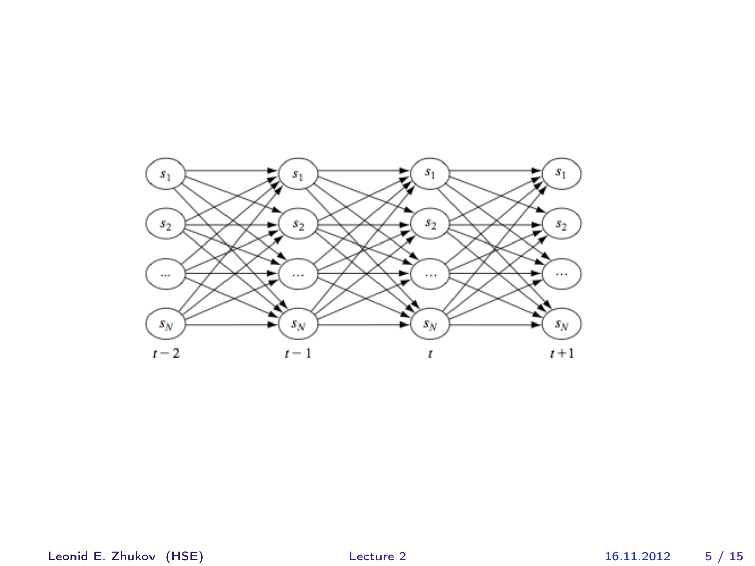$s_1$
$s_2$
...
$s_N$
$t-2$
$t-1$
$t$
$t+1$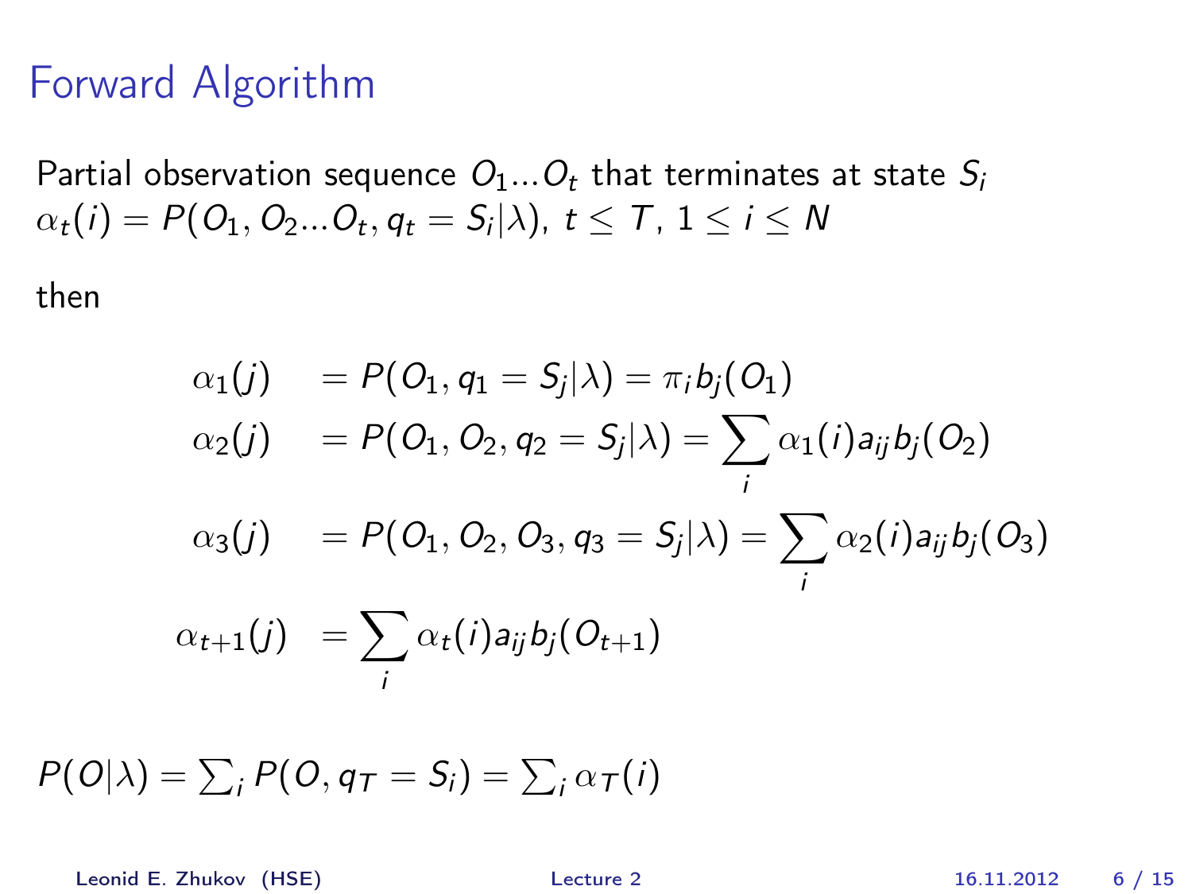# Forward Algorithm

Partial observation sequence $O_1 ... O_t$ that terminates at state $S_i$
$\alpha_t(i) = P(O_1, O_2 ... O_t, q_t = S_i | \lambda)$, $t \leq T$, $1 \leq i \leq N$

then

$$
\begin{aligned}
\alpha_1(j) &= P(O_1, q_1 = S_j | \lambda) = \pi_i b_j(O_1) \\
\alpha_2(j) &= P(O_1, O_2, q_2 = S_j | \lambda) = \sum_i \alpha_1(i) a_{ij} b_j(O_2) \\
\alpha_3(j) &= P(O_1, O_2, O_3, q_3 = S_j | \lambda) = \sum_i \alpha_2(i) a_{ij} b_j(O_3) \\
\alpha_{t+1}(j) &= \sum_i \alpha_t(i) a_{ij} b_j(O_{t+1})
\end{aligned}
$$

$P(O|\lambda) = \sum_i P(O, q_T = S_i) = \sum_i \alpha_T(i)$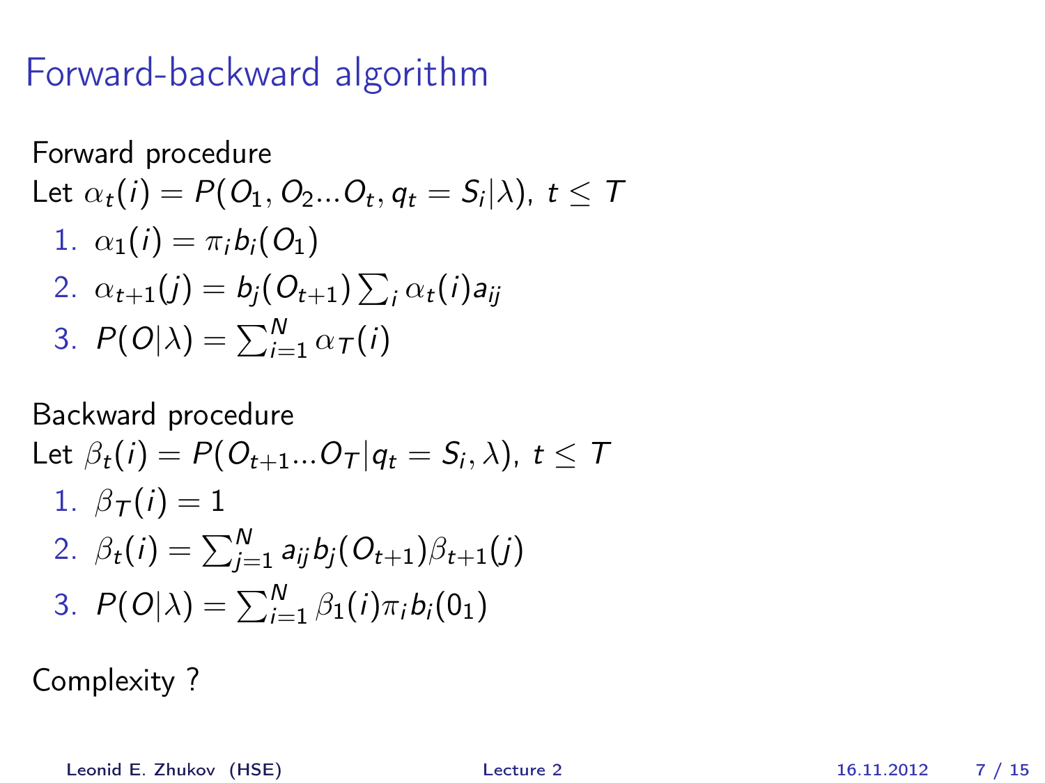# Forward-backward algorithm

Forward procedure

Let $\alpha_t(i) = P(O_1, O_2 ... O_t, q_t = S_i|\lambda),\ t \leq T$

1. $\alpha_1(i) = \pi_i b_i(O_1)$
2. $\alpha_{t+1}(j) = b_j(O_{t+1}) \sum_i \alpha_t(i) a_{ij}$
3. $P(O|\lambda) = \sum_{i=1}^{N} \alpha_T(i)$

Backward procedure

Let $\beta_t(i) = P(O_{t+1} ... O_T|q_t = S_i, \lambda),\ t \leq T$

1. $\beta_T(i) = 1$
2. $\beta_t(i) = \sum_{j=1}^{N} a_{ij} b_j(O_{t+1}) \beta_{t+1}(j)$
3. $P(O|\lambda) = \sum_{i=1}^{N} \beta_1(i) \pi_i b_i(0_1)$

Complexity ?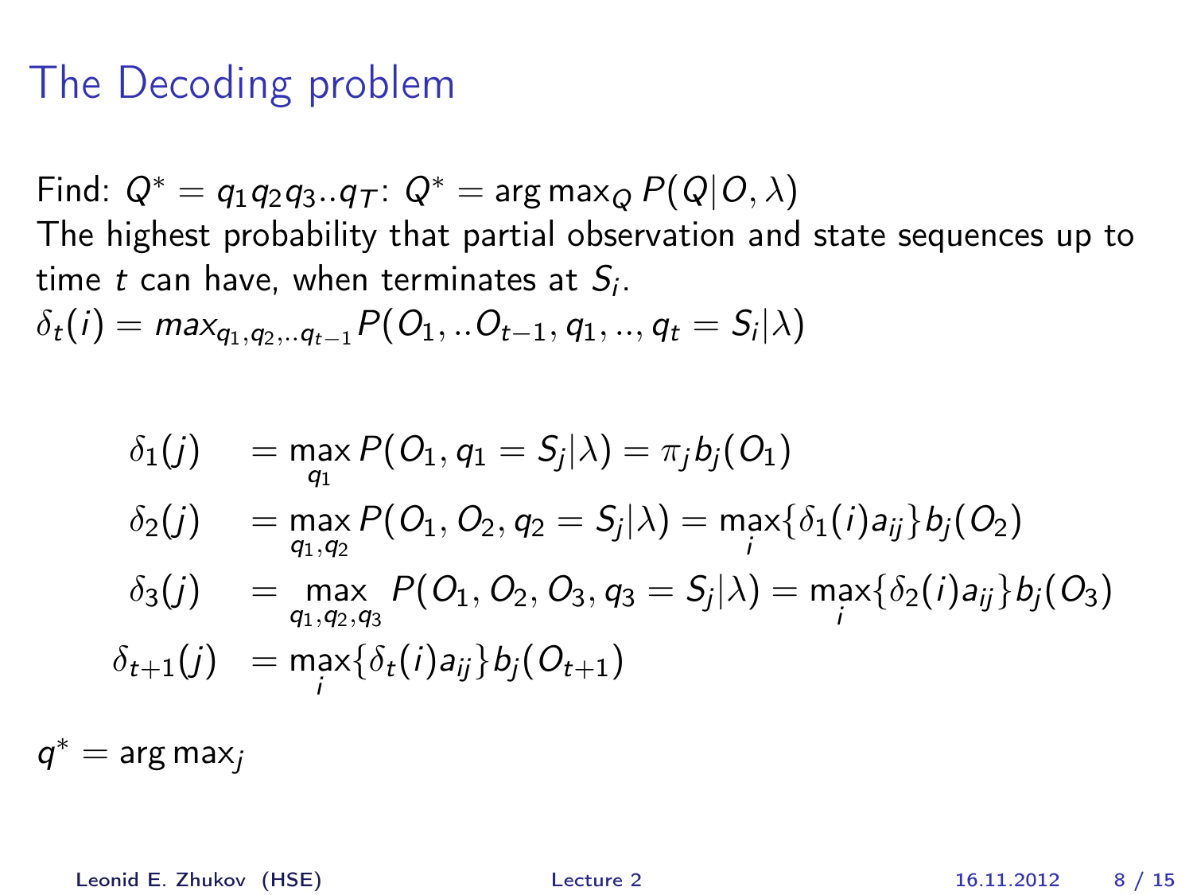# The Decoding problem

Find: $Q^* = q_1 q_2 q_3 .. q_T$: $Q^* = \arg\max_Q P(Q|O, \lambda)$

The highest probability that partial observation and state sequences up to time $t$ can have, when terminates at $S_i$.

$\delta_t(i) = max_{q_1, q_2, .. q_{t-1}} P(O_1, .. O_{t-1}, q_1, .., q_t = S_i | \lambda)$

$$
\begin{aligned}
\delta_1(j) &= \max_{q_1} P(O_1, q_1 = S_j | \lambda) = \pi_j b_j(O_1) \\
\delta_2(j) &= \max_{q_1, q_2} P(O_1, O_2, q_2 = S_j | \lambda) = \max_i \{\delta_1(i) a_{ij}\} b_j(O_2) \\
\delta_3(j) &= \max_{q_1, q_2, q_3} P(O_1, O_2, O_3, q_3 = S_j | \lambda) = \max_i \{\delta_2(i) a_{ij}\} b_j(O_3) \\
\delta_{t+1}(j) &= \max_i \{\delta_t(i) a_{ij}\} b_j(O_{t+1})
\end{aligned}
$$

$q^* = \arg\max_j$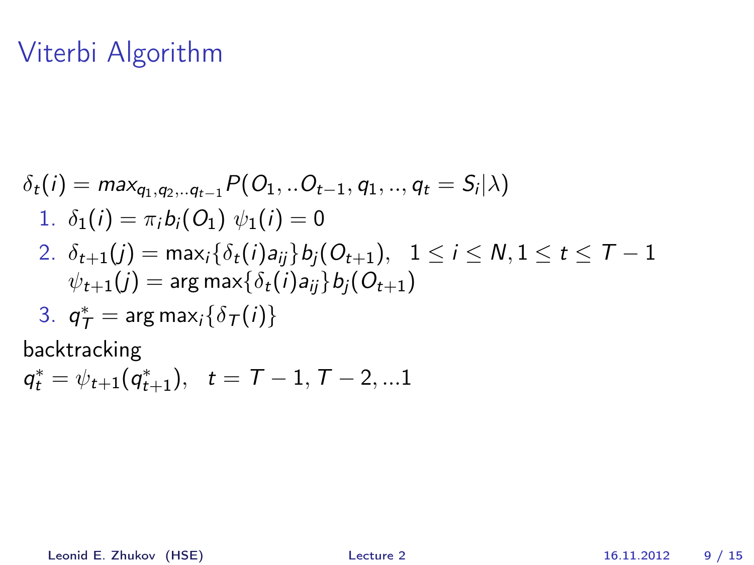# Viterbi Algorithm

$\delta_t(i) = max_{q_1,q_2,..q_{t-1}} P(O_1, ..O_{t-1}, q_1, .., q_t = S_i|\lambda)$

1. $\delta_1(i) = \pi_i b_i(O_1)$ $\psi_1(i) = 0$
2. $\delta_{t+1}(j) = \max_i\{\delta_t(i)a_{ij}\}b_j(O_{t+1}), \quad 1 \leq i \leq N, 1 \leq t \leq T-1$
   $\psi_{t+1}(j) = \arg\max\{\delta_t(i)a_{ij}\}b_j(O_{t+1})$
3. $q_T^* = \arg\max_i\{\delta_T(i)\}$

backtracking

$q_t^* = \psi_{t+1}(q_{t+1}^*), \quad t = T-1, T-2, ...1$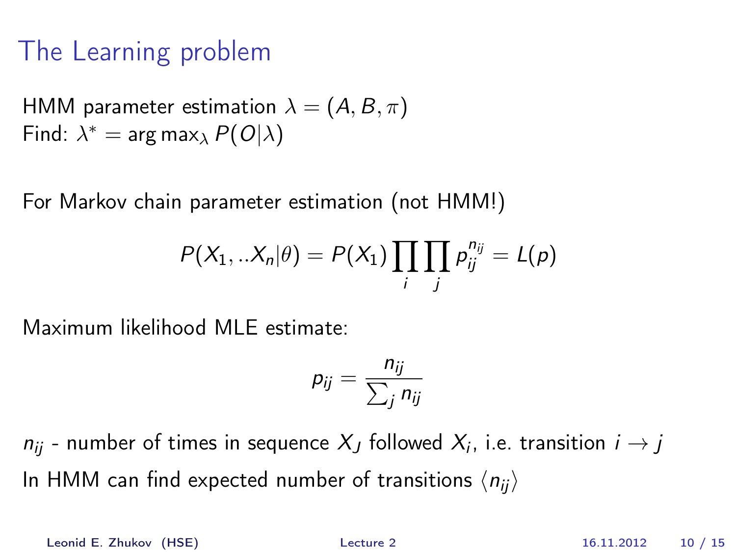# The Learning problem

HMM parameter estimation $\lambda = (A, B, \pi)$
Find: $\lambda^* = \arg\max_\lambda P(O|\lambda)$

For Markov chain parameter estimation (not HMM!)

$$P(X_1, ..X_n|\theta) = P(X_1) \prod_i \prod_j p_{ij}^{n_{ij}} = L(p)$$

Maximum likelihood MLE estimate:

$$p_{ij} = \frac{n_{ij}}{\sum_j n_{ij}}$$

$n_{ij}$ - number of times in sequence $X_J$ followed $X_i$, i.e. transition $i \to j$

In HMM can find expected number of transitions $\langle n_{ij} \rangle$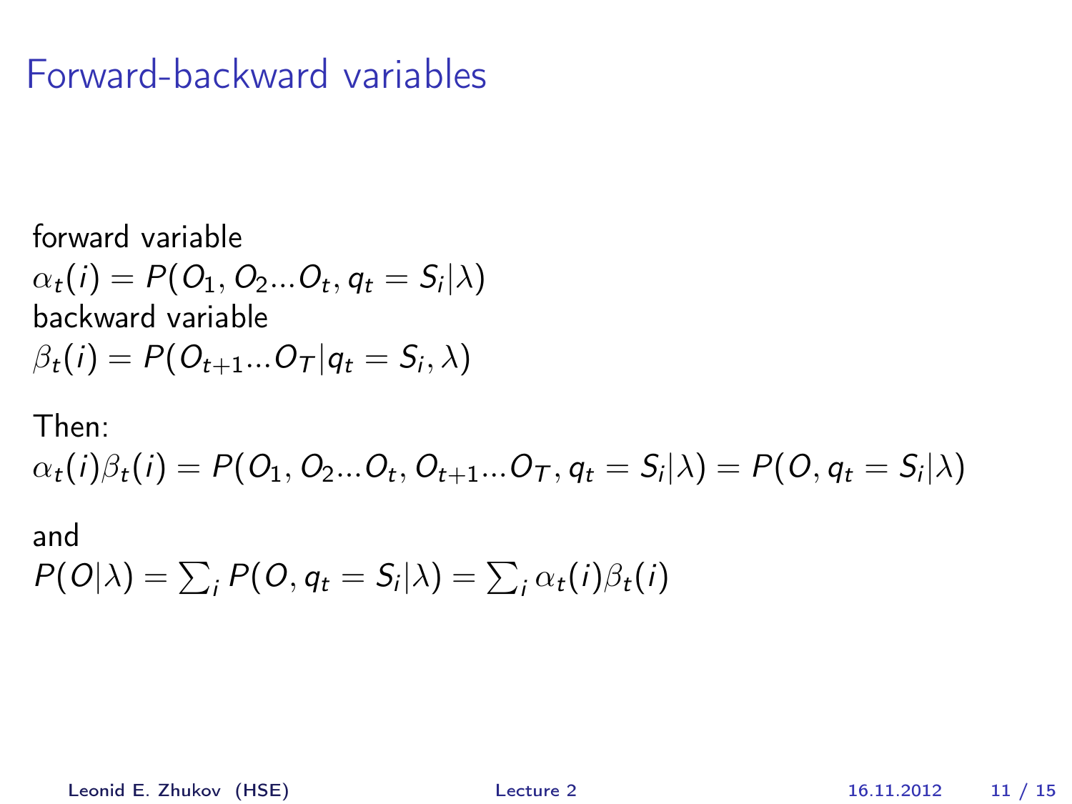# Forward-backward variables

forward variable

$\alpha_t(i) = P(O_1, O_2 ... O_t, q_t = S_i | \lambda)$

backward variable

$\beta_t(i) = P(O_{t+1} ... O_T | q_t = S_i, \lambda)$

Then:

$\alpha_t(i)\beta_t(i) = P(O_1, O_2 ... O_t, O_{t+1} ... O_T, q_t = S_i | \lambda) = P(O, q_t = S_i | \lambda)$

and

$P(O|\lambda) = \sum_i P(O, q_t = S_i | \lambda) = \sum_i \alpha_t(i)\beta_t(i)$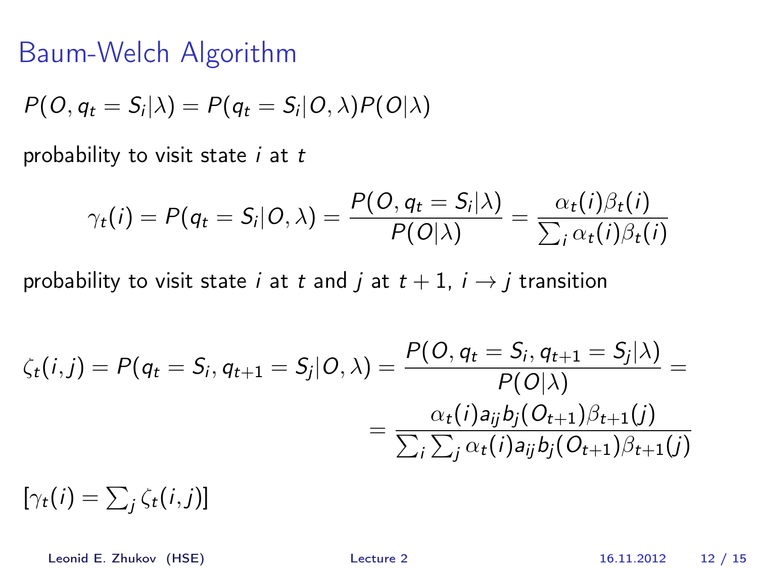# Baum-Welch Algorithm

$$P(O, q_t = S_i|\lambda) = P(q_t = S_i|O, \lambda)P(O|\lambda)$$

probability to visit state $i$ at $t$

$$\gamma_t(i) = P(q_t = S_i|O, \lambda) = \frac{P(O, q_t = S_i|\lambda)}{P(O|\lambda)} = \frac{\alpha_t(i)\beta_t(i)}{\sum_i \alpha_t(i)\beta_t(i)}$$

probability to visit state $i$ at $t$ and $j$ at $t+1$, $i \to j$ transition

$$\zeta_t(i,j) = P(q_t = S_i, q_{t+1} = S_j|O, \lambda) = \frac{P(O, q_t = S_i, q_{t+1} = S_j|\lambda)}{P(O|\lambda)} =$$

$$= \frac{\alpha_t(i)a_{ij}b_j(O_{t+1})\beta_{t+1}(j)}{\sum_i \sum_j \alpha_t(i)a_{ij}b_j(O_{t+1})\beta_{t+1}(j)}$$

$[\gamma_t(i) = \sum_j \zeta_t(i,j)]$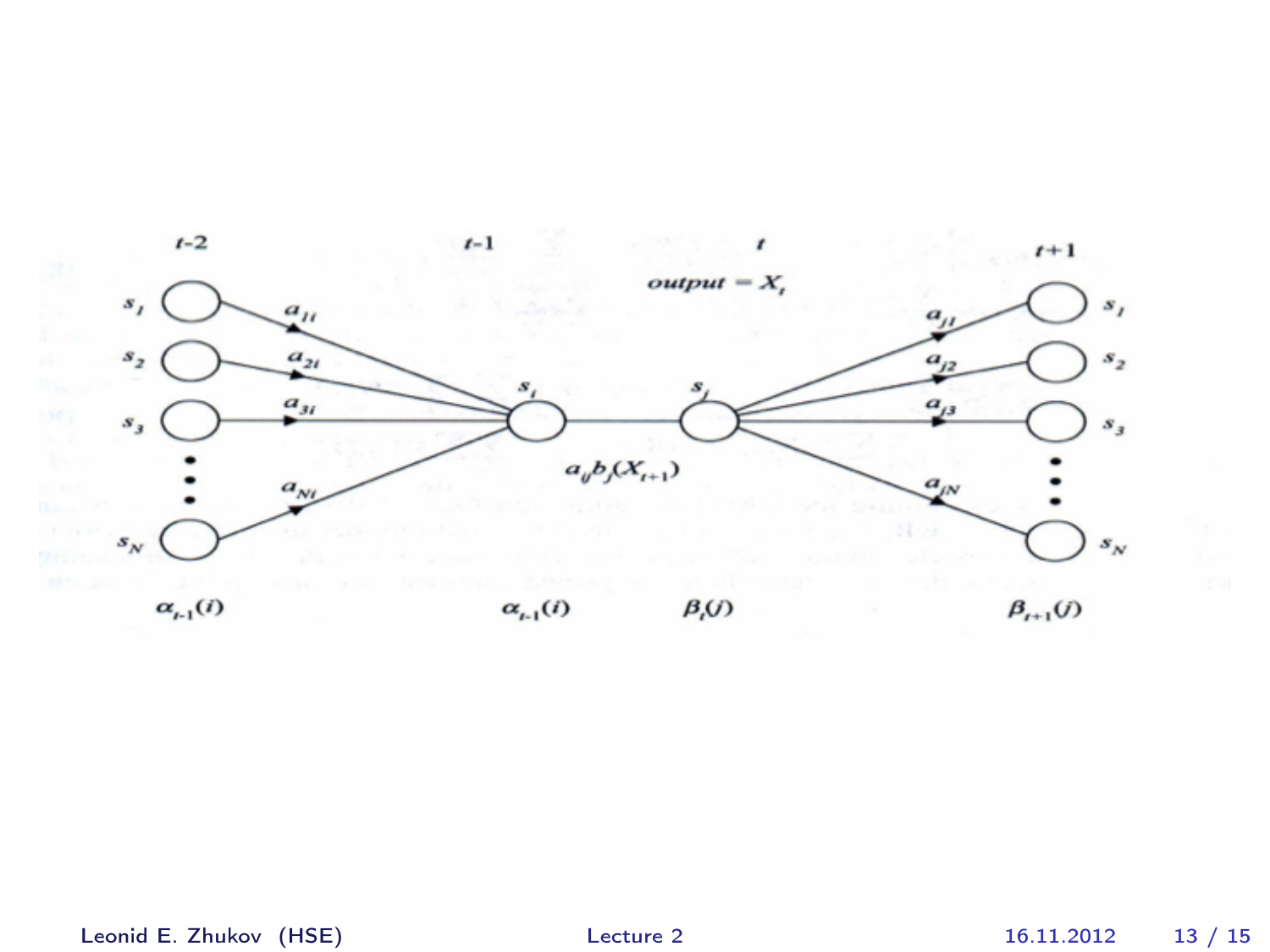$t$-2

$t$-1

$t$

$t$+1

$output = X_t$

$s_1$

$s_2$

$s_3$

$s_N$

$a_{1i}$

$a_{2i}$

$a_{3i}$

$a_{Ni}$

$s_i$

$s_j$

$a_{ij}b_j(X_{t+1})$

$a_{j1}$

$a_{j2}$

$a_{j3}$

$a_{jN}$

$s_1$

$s_2$

$s_3$

$s_N$

$\alpha_{t-1}(i)$

$\alpha_{t-1}(i)$

$\beta_t(j)$

$\beta_{t+1}(j)$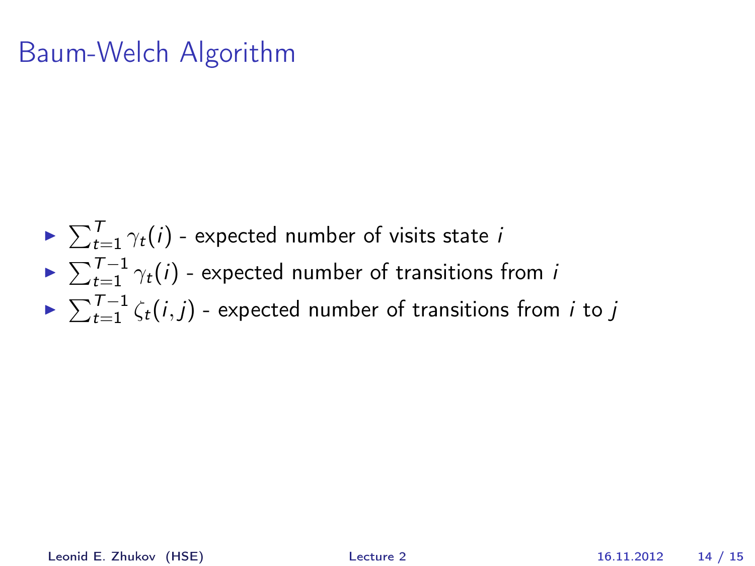# Baum-Welch Algorithm

- $\sum_{t=1}^{T} \gamma_t(i)$ - expected number of visits state $i$
- $\sum_{t=1}^{T-1} \gamma_t(i)$ - expected number of transitions from $i$
- $\sum_{t=1}^{T-1} \zeta_t(i,j)$ - expected number of transitions from $i$ to $j$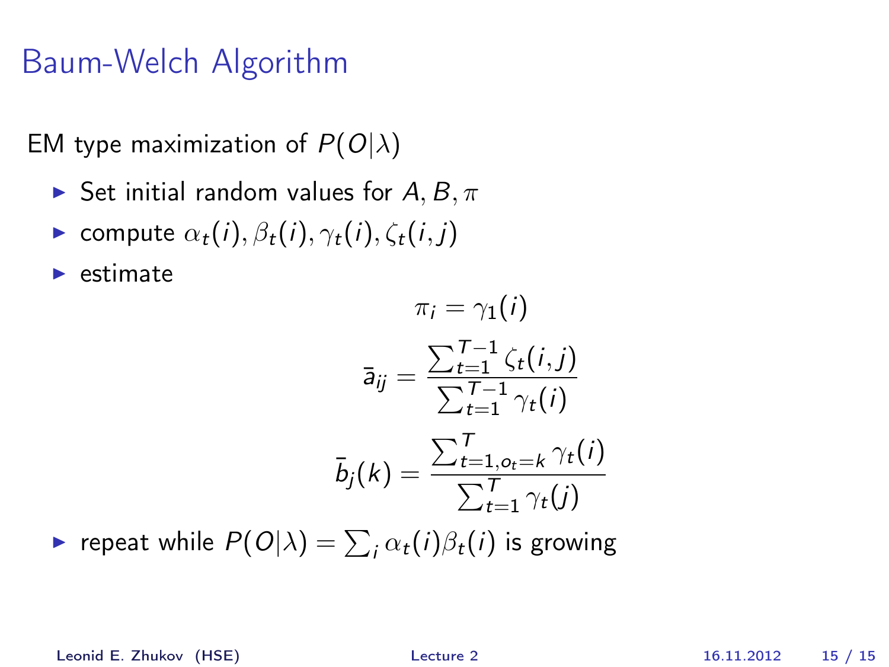# Baum-Welch Algorithm

EM type maximization of $P(O|\lambda)$

- Set initial random values for $A, B, \pi$
- compute $\alpha_t(i), \beta_t(i), \gamma_t(i), \zeta_t(i,j)$
- estimate

$$\pi_i = \gamma_1(i)$$

$$\bar{a}_{ij} = \frac{\sum_{t=1}^{T-1} \zeta_t(i,j)}{\sum_{t=1}^{T-1} \gamma_t(i)}$$

$$\bar{b}_j(k) = \frac{\sum_{t=1, o_t=k}^{T} \gamma_t(i)}{\sum_{t=1}^{T} \gamma_t(j)}$$

- repeat while $P(O|\lambda) = \sum_i \alpha_t(i)\beta_t(i)$ is growing